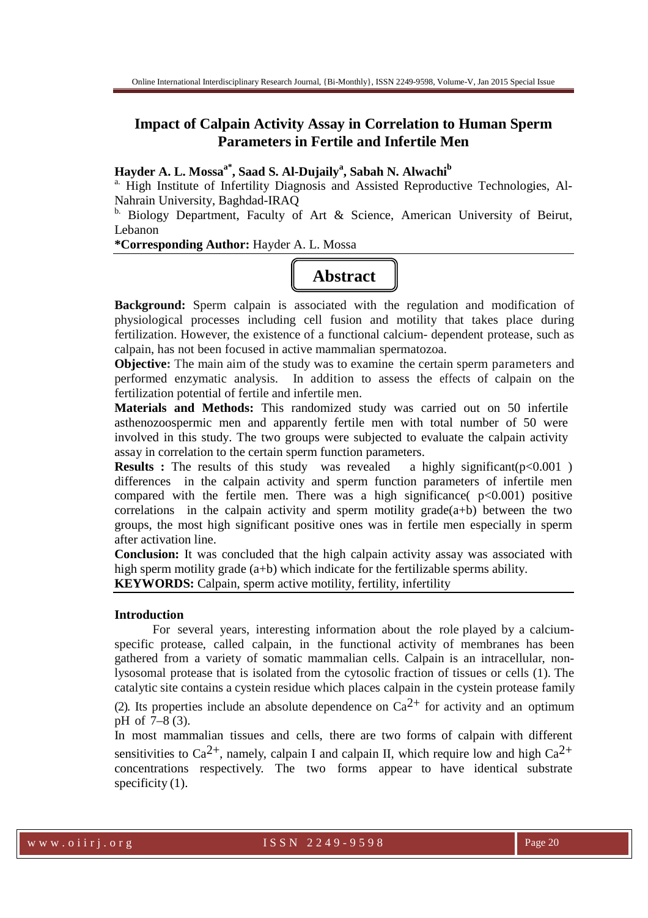# Impact of Calpain Activity Assay in Correlation to Human Sperm Parameters in Fertile and Infertile Men

**Hayder A. L. Mossa[a*], Saad S. Al-Dujaily[a], Sabah N. Alwachi[b]**

[a.] High Institute of Infertility Diagnosis and Assisted Reproductive Technologies, Al-Nahrain University, Baghdad-IRAQ

[b.] Biology Department, Faculty of Art & Science, American University of Beirut, Lebanon

**\*Corresponding Author:** Hayder A. L. Mossa

## Abstract

**Background:** Sperm calpain is associated with the regulation and modification of physiological processes including cell fusion and motility that takes place during fertilization. However, the existence of a functional calcium- dependent protease, such as calpain, has not been focused in active mammalian spermatozoa.

**Objective:** The main aim of the study was to examine the certain sperm parameters and performed enzymatic analysis. In addition to assess the effects of calpain on the fertilization potential of fertile and infertile men.

**Materials and Methods:** This randomized study was carried out on 50 infertile asthenozoospermic men and apparently fertile men with total number of 50 were involved in this study. The two groups were subjected to evaluate the calpain activity assay in correlation to the certain sperm function parameters.

**Results :** The results of this study was revealed a highly significant($p<0.001$ ) differences in the calpain activity and sperm function parameters of infertile men compared with the fertile men. There was a high significance( $p<0.001$) positive correlations in the calpain activity and sperm motility grade(a+b) between the two groups, the most high significant positive ones was in fertile men especially in sperm after activation line.

**Conclusion:** It was concluded that the high calpain activity assay was associated with high sperm motility grade (a+b) which indicate for the fertilizable sperms ability.

**KEYWORDS:** Calpain, sperm active motility, fertility, infertility

## Introduction

For several years, interesting information about the role played by a calcium-specific protease, called calpain, in the functional activity of membranes has been gathered from a variety of somatic mammalian cells. Calpain is an intracellular, non-lysosomal protease that is isolated from the cytosolic fraction of tissues or cells (1). The catalytic site contains a cystein residue which places calpain in the cystein protease family (2). Its properties include an absolute dependence on $Ca^{2+}$ for activity and an optimum pH of 7–8 (3).

In most mammalian tissues and cells, there are two forms of calpain with different sensitivities to $Ca^{2+}$, namely, calpain I and calpain II, which require low and high $Ca^{2+}$ concentrations respectively. The two forms appear to have identical substrate specificity (1).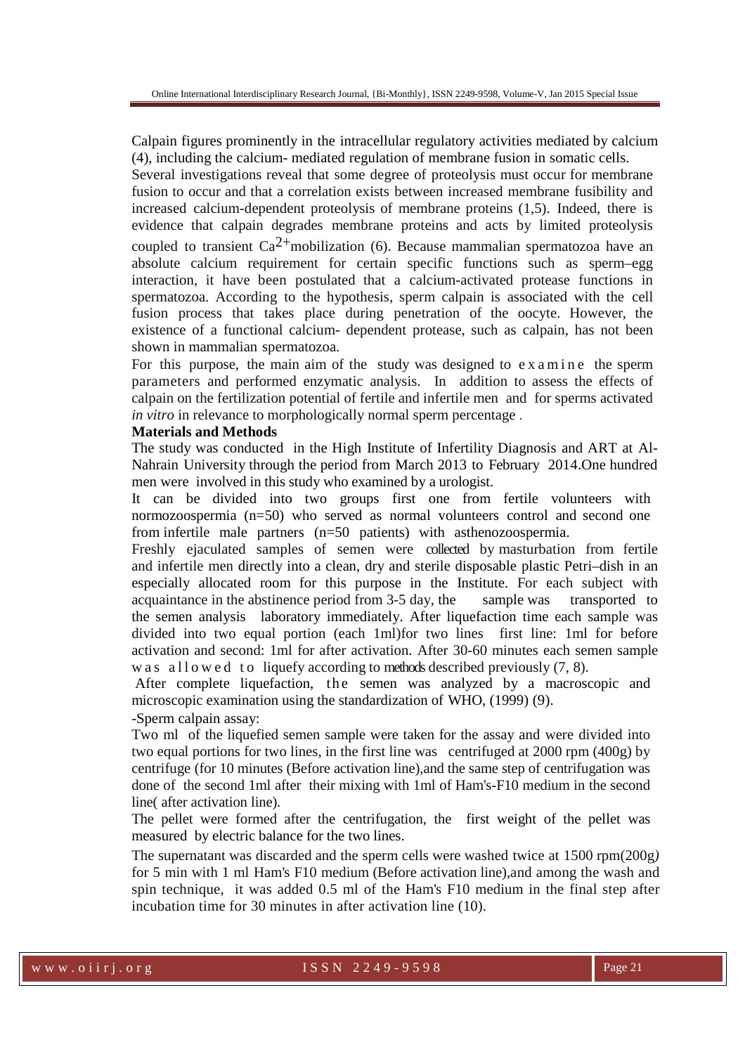Calpain figures prominently in the intracellular regulatory activities mediated by calcium (4), including the calcium- mediated regulation of membrane fusion in somatic cells.

Several investigations reveal that some degree of proteolysis must occur for membrane fusion to occur and that a correlation exists between increased membrane fusibility and increased calcium-dependent proteolysis of membrane proteins (1,5). Indeed, there is evidence that calpain degrades membrane proteins and acts by limited proteolysis coupled to transient $Ca^{2+}$mobilization (6). Because mammalian spermatozoa have an absolute calcium requirement for certain specific functions such as sperm–egg interaction, it have been postulated that a calcium-activated protease functions in spermatozoa. According to the hypothesis, sperm calpain is associated with the cell fusion process that takes place during penetration of the oocyte. However, the existence of a functional calcium- dependent protease, such as calpain, has not been shown in mammalian spermatozoa.

For this purpose, the main aim of the study was designed to examine the sperm parameters and performed enzymatic analysis. In addition to assess the effects of calpain on the fertilization potential of fertile and infertile men and for sperms activated *in vitro* in relevance to morphologically normal sperm percentage .

**Materials and Methods**

The study was conducted in the High Institute of Infertility Diagnosis and ART at Al-Nahrain University through the period from March 2013 to February 2014.One hundred men were involved in this study who examined by a urologist.

It can be divided into two groups first one from fertile volunteers with normozoospermia (n=50) who served as normal volunteers control and second one from infertile male partners (n=50 patients) with asthenozoospermia.

Freshly ejaculated samples of semen were collected by masturbation from fertile and infertile men directly into a clean, dry and sterile disposable plastic Petri–dish in an especially allocated room for this purpose in the Institute. For each subject with acquaintance in the abstinence period from 3-5 day, the sample was transported to the semen analysis laboratory immediately. After liquefaction time each sample was divided into two equal portion (each 1ml)for two lines first line: 1ml for before activation and second: 1ml for after activation. After 30-60 minutes each semen sample was allowed to liquefy according to methods described previously (7, 8).

After complete liquefaction, the semen was analyzed by a macroscopic and microscopic examination using the standardization of WHO, (1999) (9).

-Sperm calpain assay:

Two ml of the liquefied semen sample were taken for the assay and were divided into two equal portions for two lines, in the first line was centrifuged at 2000 rpm (400g) by centrifuge (for 10 minutes (Before activation line),and the same step of centrifugation was done of the second 1ml after their mixing with 1ml of Ham's-F10 medium in the second line( after activation line).

The pellet were formed after the centrifugation, the first weight of the pellet was measured by electric balance for the two lines.

The supernatant was discarded and the sperm cells were washed twice at 1500 rpm(200g) for 5 min with 1 ml Ham's F10 medium (Before activation line),and among the wash and spin technique, it was added 0.5 ml of the Ham's F10 medium in the final step after incubation time for 30 minutes in after activation line (10).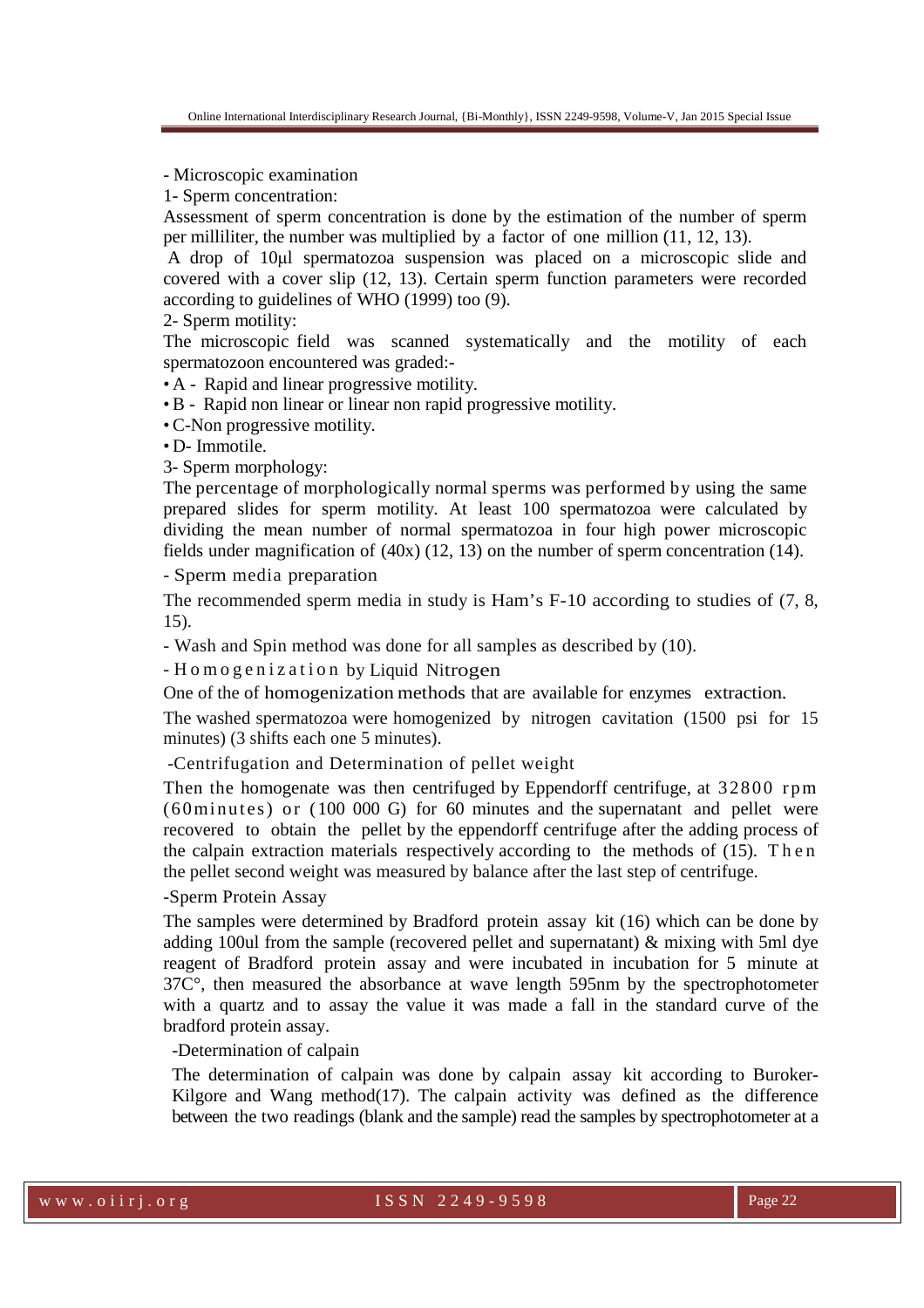- Microscopic examination

1- Sperm concentration:

Assessment of sperm concentration is done by the estimation of the number of sperm per milliliter, the number was multiplied by a factor of one million (11, 12, 13).

A drop of 10μl spermatozoa suspension was placed on a microscopic slide and covered with a cover slip (12, 13). Certain sperm function parameters were recorded according to guidelines of WHO (1999) too (9).

2- Sperm motility:

The microscopic field was scanned systematically and the motility of each spermatozoon encountered was graded:-

- A - Rapid and linear progressive motility.
- B - Rapid non linear or linear non rapid progressive motility.
- C-Non progressive motility.
- D- Immotile.

3- Sperm morphology:

The percentage of morphologically normal sperms was performed by using the same prepared slides for sperm motility. At least 100 spermatozoa were calculated by dividing the mean number of normal spermatozoa in four high power microscopic fields under magnification of (40x) (12, 13) on the number of sperm concentration (14).

- Sperm media preparation

The recommended sperm media in study is Ham's F-10 according to studies of (7, 8, 15).

- Wash and Spin method was done for all samples as described by (10).

- Homogenization by Liquid Nitrogen

One of the of homogenization methods that are available for enzymes extraction.

The washed spermatozoa were homogenized by nitrogen cavitation (1500 psi for 15 minutes) (3 shifts each one 5 minutes).

-Centrifugation and Determination of pellet weight

Then the homogenate was then centrifuged by Eppendorff centrifuge, at 32800 rpm (60minutes) or (100 000 G) for 60 minutes and the supernatant and pellet were recovered to obtain the pellet by the eppendorff centrifuge after the adding process of the calpain extraction materials respectively according to the methods of (15). Then the pellet second weight was measured by balance after the last step of centrifuge.

-Sperm Protein Assay

The samples were determined by Bradford protein assay kit (16) which can be done by adding 100ul from the sample (recovered pellet and supernatant) & mixing with 5ml dye reagent of Bradford protein assay and were incubated in incubation for 5 minute at 37C°, then measured the absorbance at wave length 595nm by the spectrophotometer with a quartz and to assay the value it was made a fall in the standard curve of the bradford protein assay.

-Determination of calpain

The determination of calpain was done by calpain assay kit according to Buroker-Kilgore and Wang method(17). The calpain activity was defined as the difference between the two readings (blank and the sample) read the samples by spectrophotometer at a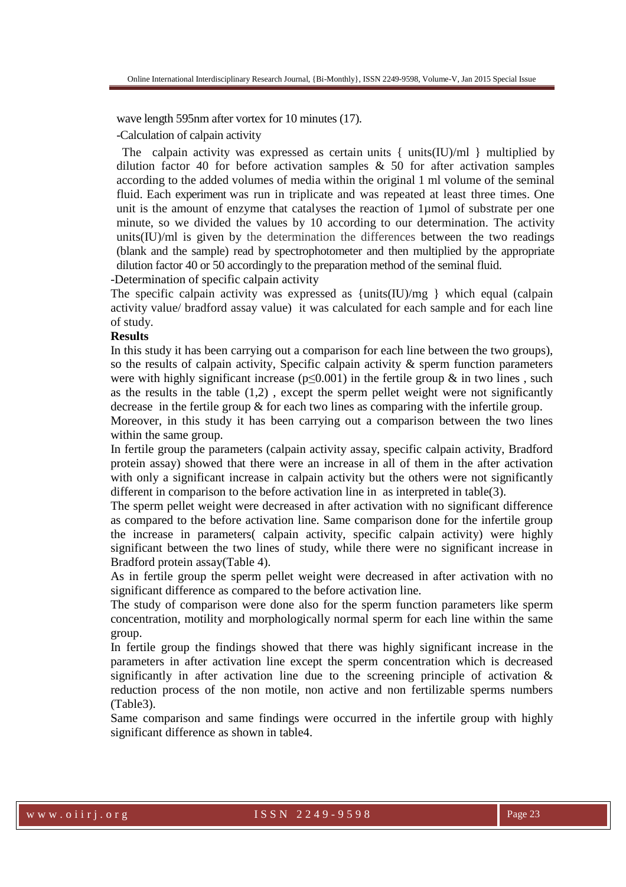wave length 595nm after vortex for 10 minutes (17).

-Calculation of calpain activity

The calpain activity was expressed as certain units { units(IU)/ml } multiplied by dilution factor 40 for before activation samples & 50 for after activation samples according to the added volumes of media within the original 1 ml volume of the seminal fluid. Each experiment was run in triplicate and was repeated at least three times. One unit is the amount of enzyme that catalyses the reaction of 1µmol of substrate per one minute, so we divided the values by 10 according to our determination. The activity units(IU)/ml is given by the determination the differences between the two readings (blank and the sample) read by spectrophotometer and then multiplied by the appropriate dilution factor 40 or 50 accordingly to the preparation method of the seminal fluid.

-Determination of specific calpain activity

The specific calpain activity was expressed as {units(IU)/mg } which equal (calpain activity value/ bradford assay value) it was calculated for each sample and for each line of study.

**Results**

In this study it has been carrying out a comparison for each line between the two groups), so the results of calpain activity, Specific calpain activity & sperm function parameters were with highly significant increase ($p \leq 0.001$) in the fertile group & in two lines , such as the results in the table (1,2) , except the sperm pellet weight were not significantly decrease in the fertile group & for each two lines as comparing with the infertile group.

Moreover, in this study it has been carrying out a comparison between the two lines within the same group.

In fertile group the parameters (calpain activity assay, specific calpain activity, Bradford protein assay) showed that there were an increase in all of them in the after activation with only a significant increase in calpain activity but the others were not significantly different in comparison to the before activation line in as interpreted in table(3).

The sperm pellet weight were decreased in after activation with no significant difference as compared to the before activation line. Same comparison done for the infertile group the increase in parameters( calpain activity, specific calpain activity) were highly significant between the two lines of study, while there were no significant increase in Bradford protein assay(Table 4).

As in fertile group the sperm pellet weight were decreased in after activation with no significant difference as compared to the before activation line.

The study of comparison were done also for the sperm function parameters like sperm concentration, motility and morphologically normal sperm for each line within the same group.

In fertile group the findings showed that there was highly significant increase in the parameters in after activation line except the sperm concentration which is decreased significantly in after activation line due to the screening principle of activation & reduction process of the non motile, non active and non fertilizable sperms numbers (Table3).

Same comparison and same findings were occurred in the infertile group with highly significant difference as shown in table4.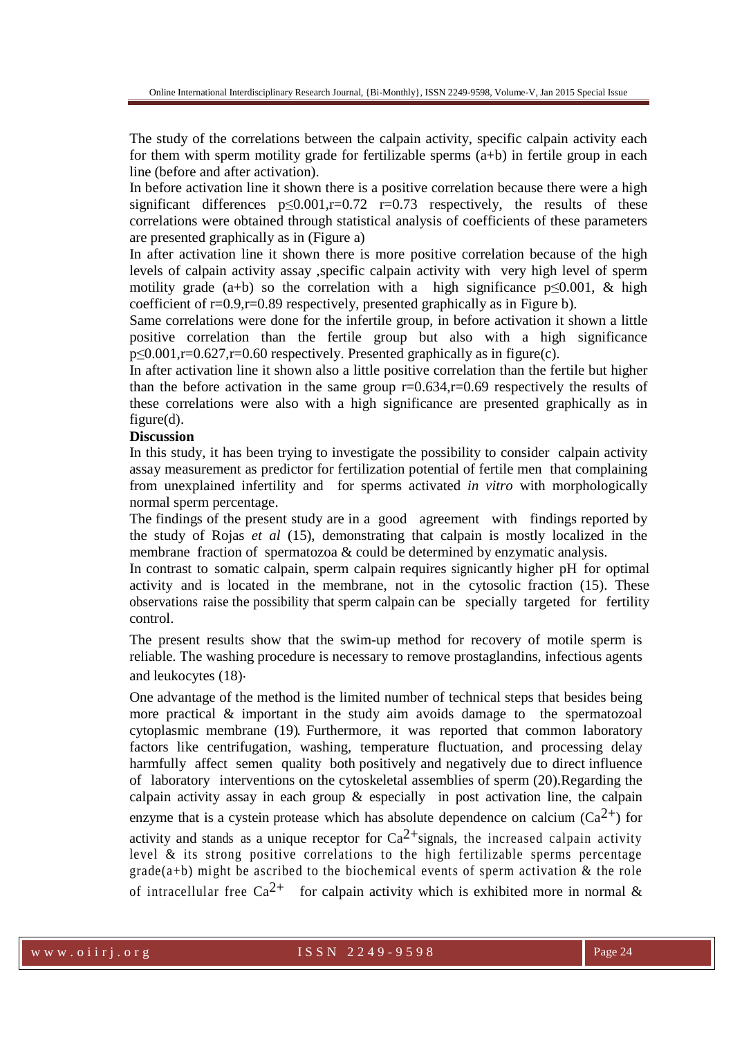The study of the correlations between the calpain activity, specific calpain activity each for them with sperm motility grade for fertilizable sperms (a+b) in fertile group in each line (before and after activation).

In before activation line it shown there is a positive correlation because there were a high significant differences $p \leq 0.001, r=0.72$ $r=0.73$ respectively, the results of these correlations were obtained through statistical analysis of coefficients of these parameters are presented graphically as in (Figure a)

In after activation line it shown there is more positive correlation because of the high levels of calpain activity assay ,specific calpain activity with very high level of sperm motility grade (a+b) so the correlation with a high significance $p \leq 0.001$, & high coefficient of $r=0.9, r=0.89$ respectively, presented graphically as in Figure b).

Same correlations were done for the infertile group, in before activation it shown a little positive correlation than the fertile group but also with a high significance $p \leq 0.001, r=0.627, r=0.60$ respectively. Presented graphically as in figure(c).

In after activation line it shown also a little positive correlation than the fertile but higher than the before activation in the same group $r=0.634, r=0.69$ respectively the results of these correlations were also with a high significance are presented graphically as in figure(d).

**Discussion**

In this study, it has been trying to investigate the possibility to consider calpain activity assay measurement as predictor for fertilization potential of fertile men that complaining from unexplained infertility and for sperms activated *in vitro* with morphologically normal sperm percentage.

The findings of the present study are in a good agreement with findings reported by the study of Rojas *et al* (15), demonstrating that calpain is mostly localized in the membrane fraction of spermatozoa & could be determined by enzymatic analysis.

In contrast to somatic calpain, sperm calpain requires signicantly higher pH for optimal activity and is located in the membrane, not in the cytosolic fraction (15). These observations raise the possibility that sperm calpain can be specially targeted for fertility control.

The present results show that the swim-up method for recovery of motile sperm is reliable. The washing procedure is necessary to remove prostaglandins, infectious agents and leukocytes (18)·

One advantage of the method is the limited number of technical steps that besides being more practical & important in the study aim avoids damage to the spermatozoal cytoplasmic membrane (19). Furthermore, it was reported that common laboratory factors like centrifugation, washing, temperature fluctuation, and processing delay harmfully affect semen quality both positively and negatively due to direct influence of laboratory interventions on the cytoskeletal assemblies of sperm (20).Regarding the calpain activity assay in each group & especially in post activation line, the calpain enzyme that is a cystein protease which has absolute dependence on calcium ($Ca^{2+}$) for activity and stands as a unique receptor for $Ca^{2+}$signals, the increased calpain activity level & its strong positive correlations to the high fertilizable sperms percentage grade(a+b) might be ascribed to the biochemical events of sperm activation & the role of intracellular free $Ca^{2+}$ for calpain activity which is exhibited more in normal &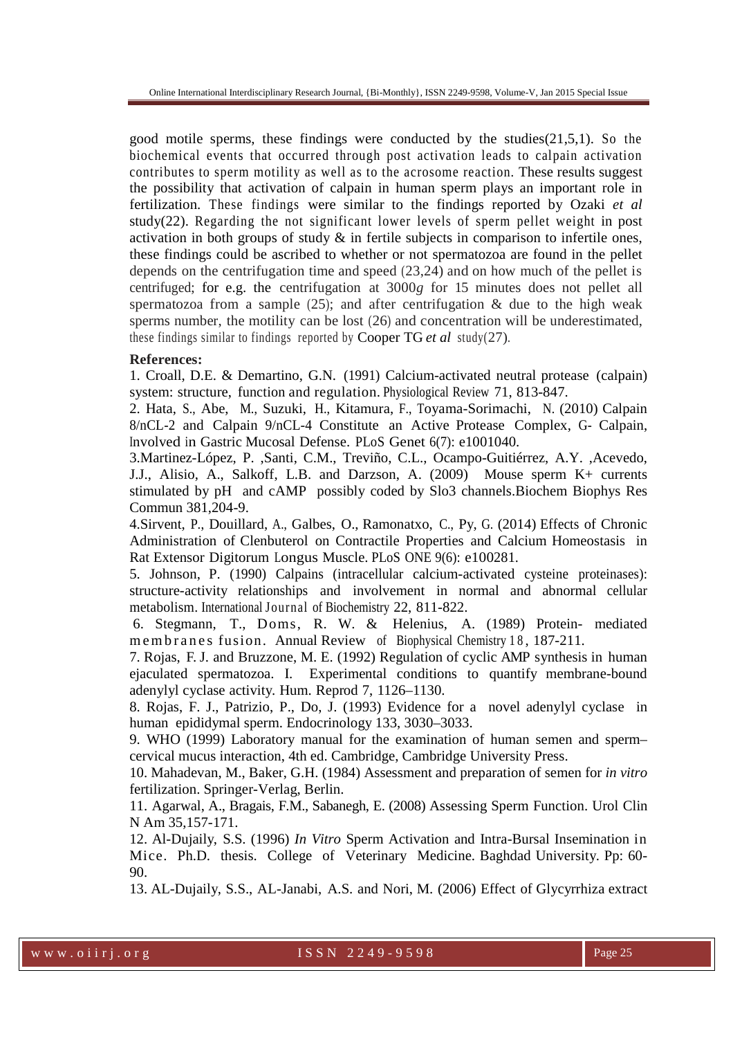good motile sperms, these findings were conducted by the studies(21,5,1). So the biochemical events that occurred through post activation leads to calpain activation contributes to sperm motility as well as to the acrosome reaction. These results suggest the possibility that activation of calpain in human sperm plays an important role in fertilization. These findings were similar to the findings reported by Ozaki *et al* study(22). Regarding the not significant lower levels of sperm pellet weight in post activation in both groups of study & in fertile subjects in comparison to infertile ones, these findings could be ascribed to whether or not spermatozoa are found in the pellet depends on the centrifugation time and speed (23,24) and on how much of the pellet is centrifuged; for e.g. the centrifugation at 3000*g* for 15 minutes does not pellet all spermatozoa from a sample (25); and after centrifugation & due to the high weak sperms number, the motility can be lost (26) and concentration will be underestimated, these findings similar to findings reported by Cooper TG *et al* study(27).

**References:**

1. Croall, D.E. & Demartino, G.N. (1991) Calcium-activated neutral protease (calpain) system: structure, function and regulation. Physiological Review 71, 813-847.

2. Hata, S., Abe, M., Suzuki, H., Kitamura, F., Toyama-Sorimachi, N. (2010) Calpain 8/nCL-2 and Calpain 9/nCL-4 Constitute an Active Protease Complex, G- Calpain, Involved in Gastric Mucosal Defense. PLoS Genet 6(7): e1001040.

3. Martinez-López, P. ,Santi, C.M., Treviño, C.L., Ocampo-Guitiérrez, A.Y. ,Acevedo, J.J., Alisio, A., Salkoff, L.B. and Darzson, A. (2009) Mouse sperm K+ currents stimulated by pH and cAMP possibly coded by Slo3 channels.Biochem Biophys Res Commun 381,204-9.

4. Sirvent, P., Douillard, A., Galbes, O., Ramonatxo, C., Py, G. (2014) Effects of Chronic Administration of Clenbuterol on Contractile Properties and Calcium Homeostasis in Rat Extensor Digitorum Longus Muscle. PLoS ONE 9(6): e100281.

5. Johnson, P. (1990) Calpains (intracellular calcium-activated cysteine proteinases): structure-activity relationships and involvement in normal and abnormal cellular metabolism. International Journal of Biochemistry 22, 811-822.

6. Stegmann, T., Doms, R. W. & Helenius, A. (1989) Protein- mediated membranes fusion. Annual Review of Biophysical Chemistry 18, 187-211.

7. Rojas, F. J. and Bruzzone, M. E. (1992) Regulation of cyclic AMP synthesis in human ejaculated spermatozoa. I. Experimental conditions to quantify membrane-bound adenylyl cyclase activity. Hum. Reprod 7, 1126–1130.

8. Rojas, F. J., Patrizio, P., Do, J. (1993) Evidence for a novel adenylyl cyclase in human epididymal sperm. Endocrinology 133, 3030–3033.

9. WHO (1999) Laboratory manual for the examination of human semen and sperm–cervical mucus interaction, 4th ed. Cambridge, Cambridge University Press.

10. Mahadevan, M., Baker, G.H. (1984) Assessment and preparation of semen for *in vitro* fertilization. Springer-Verlag, Berlin.

11. Agarwal, A., Bragais, F.M., Sabanegh, E. (2008) Assessing Sperm Function. Urol Clin N Am 35,157-171.

12. Al-Dujaily, S.S. (1996) *In Vitro* Sperm Activation and Intra-Bursal Insemination in Mice. Ph.D. thesis. College of Veterinary Medicine. Baghdad University. Pp: 60-90.

13. AL-Dujaily, S.S., AL-Janabi, A.S. and Nori, M. (2006) Effect of Glycyrrhiza extract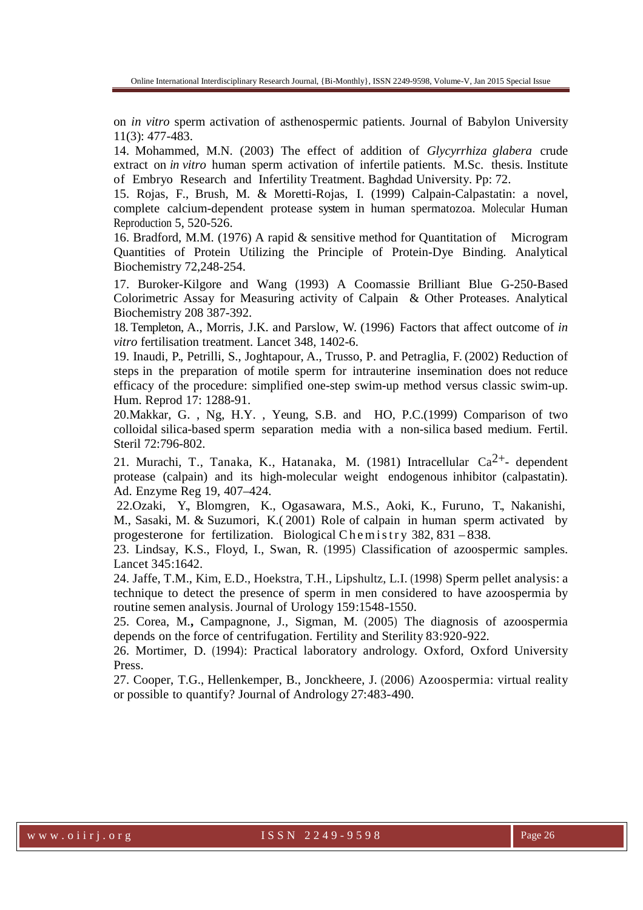on *in vitro* sperm activation of asthenospermic patients. Journal of Babylon University 11(3): 477-483.

14. Mohammed, M.N. (2003) The effect of addition of *Glycyrrhiza glabera* crude extract on *in vitro* human sperm activation of infertile patients. M.Sc. thesis. Institute of Embryo Research and Infertility Treatment. Baghdad University. Pp: 72.

15. Rojas, F., Brush, M. & Moretti-Rojas, I. (1999) Calpain-Calpastatin: a novel, complete calcium-dependent protease system in human spermatozoa. Molecular Human Reproduction 5, 520-526.

16. Bradford, M.M. (1976) A rapid & sensitive method for Quantitation of Microgram Quantities of Protein Utilizing the Principle of Protein-Dye Binding. Analytical Biochemistry 72,248-254.

17. Buroker-Kilgore and Wang (1993) A Coomassie Brilliant Blue G-250-Based Colorimetric Assay for Measuring activity of Calpain & Other Proteases. Analytical Biochemistry 208 387-392.

18. Templeton, A., Morris, J.K. and Parslow, W. (1996) Factors that affect outcome of *in vitro* fertilisation treatment. Lancet 348, 1402-6.

19. Inaudi, P., Petrilli, S., Joghtapour, A., Trusso, P. and Petraglia, F. (2002) Reduction of steps in the preparation of motile sperm for intrauterine insemination does not reduce efficacy of the procedure: simplified one-step swim-up method versus classic swim-up. Hum. Reprod 17: 1288-91.

20. Makkar, G. , Ng, H.Y. , Yeung, S.B. and HO, P.C.(1999) Comparison of two colloidal silica-based sperm separation media with a non-silica based medium. Fertil. Steril 72:796-802.

21. Murachi, T., Tanaka, K., Hatanaka, M. (1981) Intracellular $Ca^{2+}$- dependent protease (calpain) and its high-molecular weight endogenous inhibitor (calpastatin). Ad. Enzyme Reg 19, 407–424.

22. Ozaki, Y., Blomgren, K., Ogasawara, M.S., Aoki, K., Furuno, T., Nakanishi, M., Sasaki, M. & Suzumori, K.( 2001) Role of calpain in human sperm activated by progesterone for fertilization. Biological Chemistry 382, 831 – 838.

23. Lindsay, K.S., Floyd, I., Swan, R. (1995) Classification of azoospermic samples. Lancet 345:1642.

24. Jaffe, T.M., Kim, E.D., Hoekstra, T.H., Lipshultz, L.I. (1998) Sperm pellet analysis: a technique to detect the presence of sperm in men considered to have azoospermia by routine semen analysis. Journal of Urology 159:1548-1550.

25. Corea, M., Campagnone, J., Sigman, M. (2005) The diagnosis of azoospermia depends on the force of centrifugation. Fertility and Sterility 83:920-922.

26. Mortimer, D. (1994): Practical laboratory andrology. Oxford, Oxford University Press.

27. Cooper, T.G., Hellenkemper, B., Jonckheere, J. (2006) Azoospermia: virtual reality or possible to quantify? Journal of Andrology 27:483-490.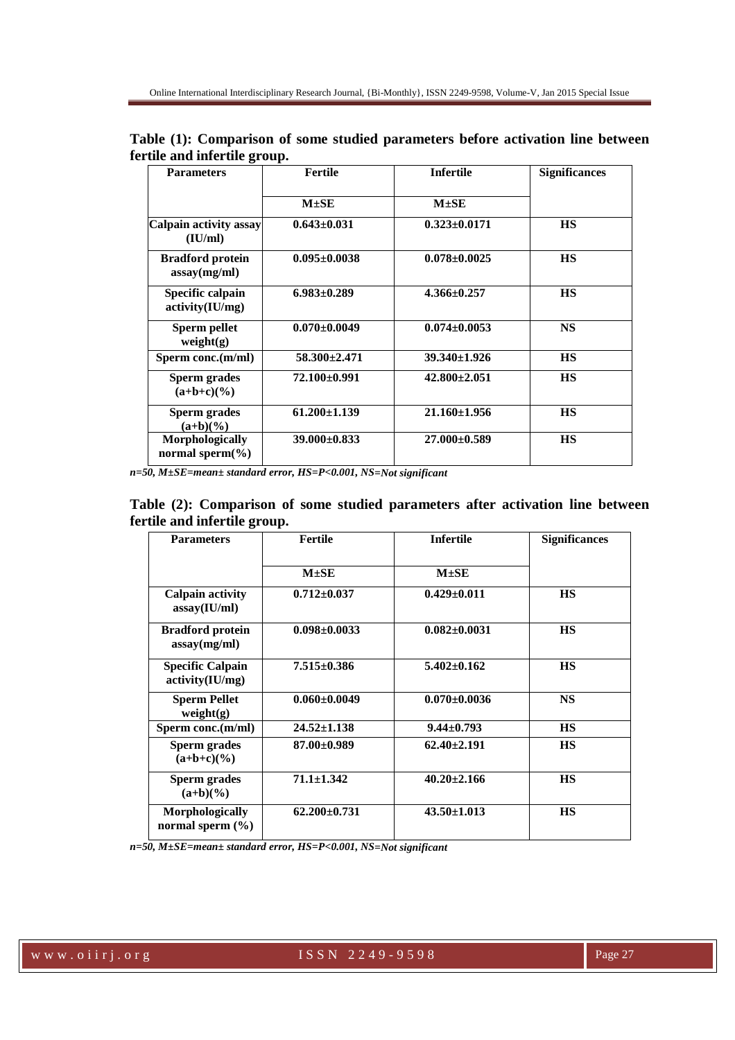**Table (1): Comparison of some studied parameters before activation line between fertile and infertile group.**

| Parameters | Fertile | Infertile | Significances |
|---|---|---|---|
| | M±SE | M±SE | |
| Calpain activity assay (IU/ml) | 0.643±0.031 | 0.323±0.0171 | HS |
| Bradford protein assay(mg/ml) | 0.095±0.0038 | 0.078±0.0025 | HS |
| Specific calpain activity(IU/mg) | 6.983±0.289 | 4.366±0.257 | HS |
| Sperm pellet weight(g) | 0.070±0.0049 | 0.074±0.0053 | NS |
| Sperm conc.(m/ml) | 58.300±2.471 | 39.340±1.926 | HS |
| Sperm grades (a+b+c)(%) | 72.100±0.991 | 42.800±2.051 | HS |
| Sperm grades (a+b)(%) | 61.200±1.139 | 21.160±1.956 | HS |
| Morphologically normal sperm(%) | 39.000±0.833 | 27.000±0.589 | HS |

*n=50, M±SE=mean± standard error, HS=P<0.001, NS=Not significant*

**Table (2): Comparison of some studied parameters after activation line between fertile and infertile group.**

| Parameters | Fertile | Infertile | Significances |
|---|---|---|---|
| | M±SE | M±SE | |
| Calpain activity assay(IU/ml) | 0.712±0.037 | 0.429±0.011 | HS |
| Bradford protein assay(mg/ml) | 0.098±0.0033 | 0.082±0.0031 | HS |
| Specific Calpain activity(IU/mg) | 7.515±0.386 | 5.402±0.162 | HS |
| Sperm Pellet weight(g) | 0.060±0.0049 | 0.070±0.0036 | NS |
| Sperm conc.(m/ml) | 24.52±1.138 | 9.44±0.793 | HS |
| Sperm grades (a+b+c)(%) | 87.00±0.989 | 62.40±2.191 | HS |
| Sperm grades (a+b)(%) | 71.1±1.342 | 40.20±2.166 | HS |
| Morphologically normal sperm (%) | 62.200±0.731 | 43.50±1.013 | HS |

*n=50, M±SE=mean± standard error, HS=P<0.001, NS=Not significant*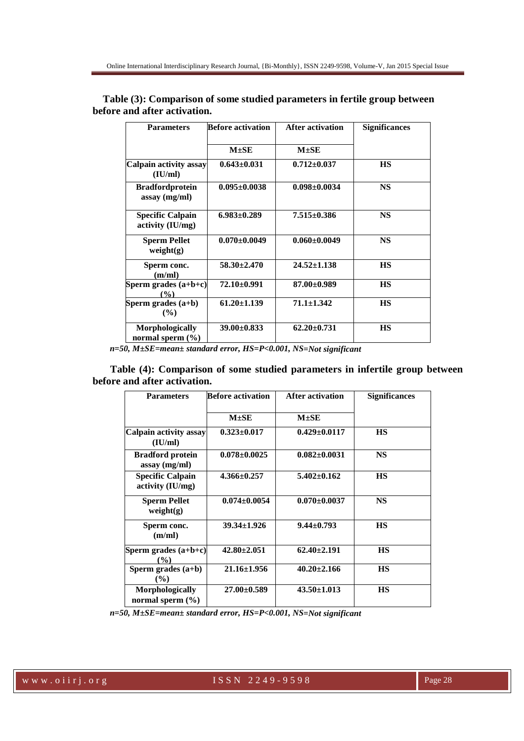**Table (3): Comparison of some studied parameters in fertile group between before and after activation.**

| Parameters | Before activation | After activation | Significances |
|---|---|---|---|
| | M±SE | M±SE | |
| Calpain activity assay (IU/ml) | 0.643±0.031 | 0.712±0.037 | HS |
| Bradfordprotein assay (mg/ml) | 0.095±0.0038 | 0.098±0.0034 | NS |
| Specific Calpain activity (IU/mg) | 6.983±0.289 | 7.515±0.386 | NS |
| Sperm Pellet weight(g) | 0.070±0.0049 | 0.060±0.0049 | NS |
| Sperm conc. (m/ml) | 58.30±2.470 | 24.52±1.138 | HS |
| Sperm grades (a+b+c) (%) | 72.10±0.991 | 87.00±0.989 | HS |
| Sperm grades (a+b) (%) | 61.20±1.139 | 71.1±1.342 | HS |
| Morphologically normal sperm (%) | 39.00±0.833 | 62.20±0.731 | HS |

*n=50, M±SE=mean± standard error, HS=P<0.001, NS=Not significant*

**Table (4): Comparison of some studied parameters in infertile group between before and after activation.**

| Parameters | Before activation | After activation | Significances |
|---|---|---|---|
| | M±SE | M±SE | |
| Calpain activity assay (IU/ml) | 0.323±0.017 | 0.429±0.0117 | HS |
| Bradford protein assay (mg/ml) | 0.078±0.0025 | 0.082±0.0031 | NS |
| Specific Calpain activity (IU/mg) | 4.366±0.257 | 5.402±0.162 | HS |
| Sperm Pellet weight(g) | 0.074±0.0054 | 0.070±0.0037 | NS |
| Sperm conc. (m/ml) | 39.34±1.926 | 9.44±0.793 | HS |
| Sperm grades (a+b+c) (%) | 42.80±2.051 | 62.40±2.191 | HS |
| Sperm grades (a+b) (%) | 21.16±1.956 | 40.20±2.166 | HS |
| Morphologically normal sperm (%) | 27.00±0.589 | 43.50±1.013 | HS |

*n=50, M±SE=mean± standard error, HS=P<0.001, NS=Not significant*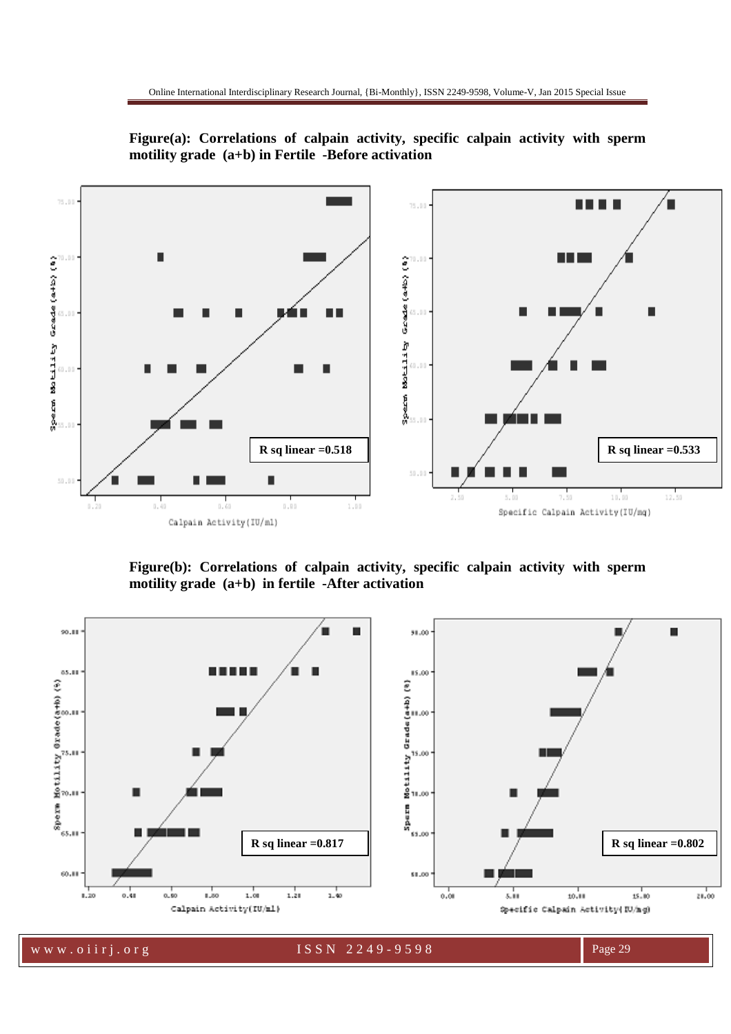**Figure(a): Correlations of calpain activity, specific calpain activity with sperm motility grade (a+b) in Fertile -Before activation**

R sq linear =0.518

R sq linear =0.533

**Figure(b): Correlations of calpain activity, specific calpain activity with sperm motility grade (a+b) in fertile -After activation**

R sq linear =0.817

R sq linear =0.802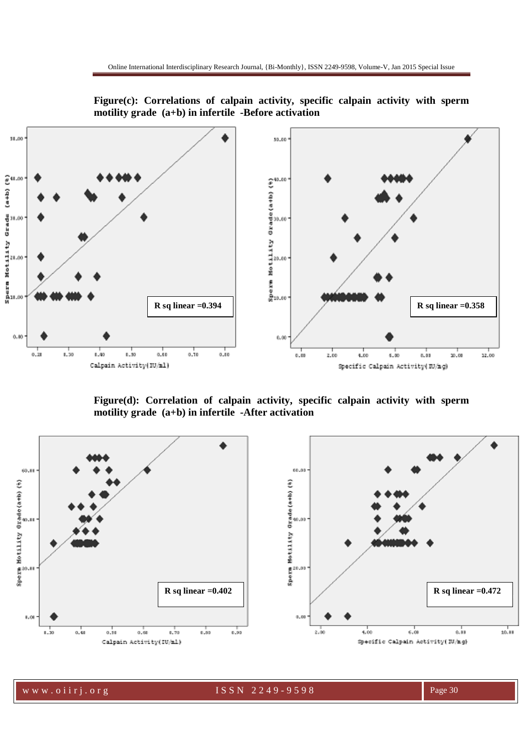**Figure(c): Correlations of calpain activity, specific calpain activity with sperm motility grade (a+b) in infertile -Before activation**

Sperm Motility Grade (a+b) (%)

50.00
40.00
30.00
20.00
10.00
0.00

0.20 0.30 0.40 0.50 0.60 0.70 0.80

Calpain Activity(IU/ml)

R sq linear =0.394

Sperm Motility Grade(a+b) (%)

50.00
40.00
30.00
20.00
10.00
0.00

0.00 2.00 4.00 6.00 8.00 10.00 12.00

Specific Calpain Activity(IU/mg)

R sq linear =0.358

**Figure(d): Correlation of calpain activity, specific calpain activity with sperm motility grade (a+b) in infertile -After activation**

Sperm Motility Grade(a+b) (%)

60.00
40.00
20.00
0.00

0.30 0.40 0.50 0.60 0.70 0.80 0.90

Calpain Activity(IU/ml)

R sq linear =0.402

Sperm Motility Grade(a+b) (%)

60.00
40.00
20.00
0.00

2.00 4.00 6.00 8.00 10.00

Specific Calpain Activity(IU/mg)

R sq linear =0.472